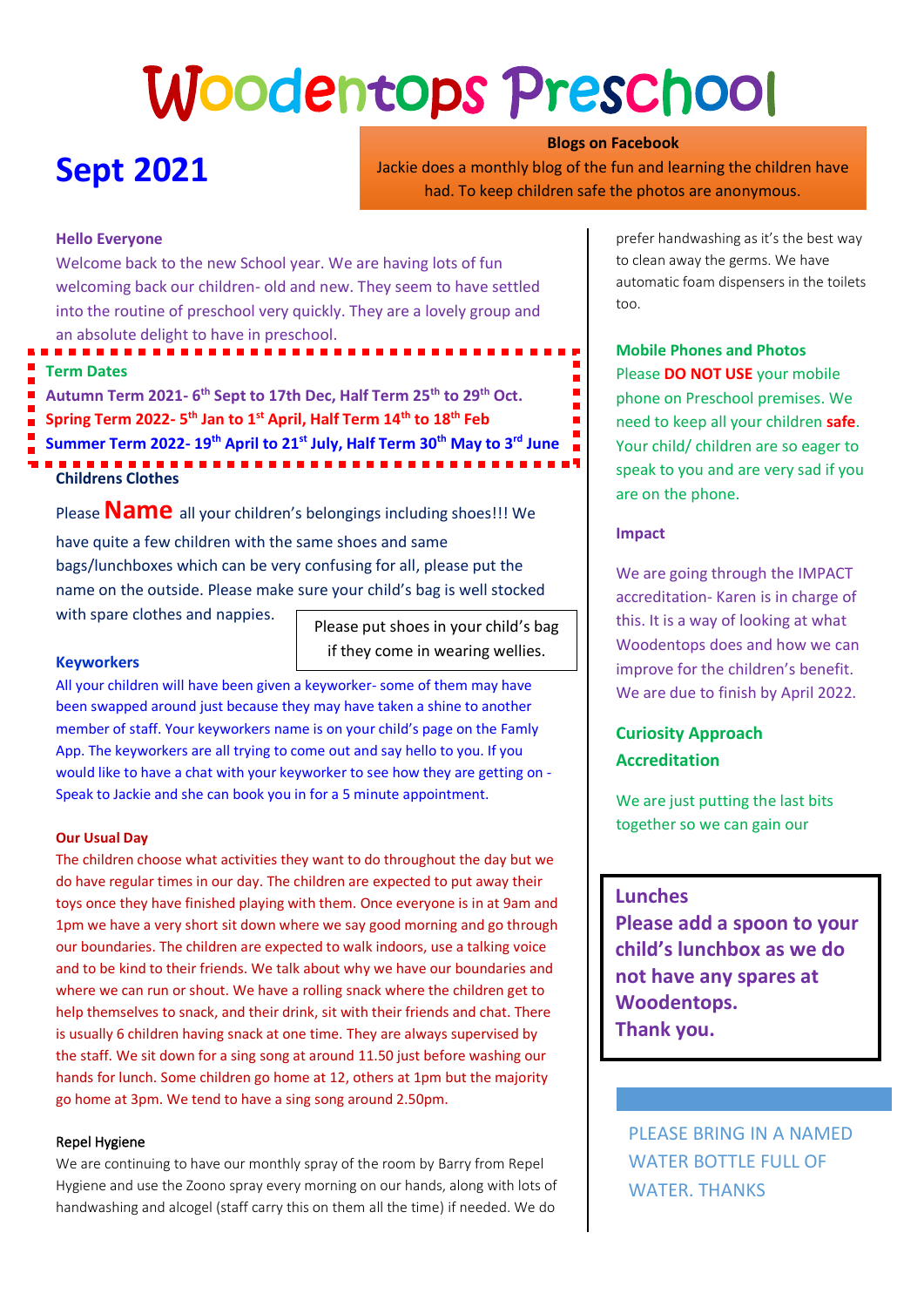# Woodentops Preschool

## Sept 2021

**Blogs on Facebook**

Jackie does a monthly blog of the fun and learning the children have had. To keep children safe the photos are anonymous.

**Hello Everyone**

Welcome back to the new School year. We are having lots of fun welcoming back our children- old and new. They seem to have settled into the routine of preschool very quickly. They are a lovely group and an absolute delight to have in preschool.

**Term Dates**

**Autumn Term 2021- 6th Sept to 17th Dec, Half Term 25th to 29th Oct.**

**Spring Term 2022- 5th Jan to 1st April, Half Term 14th to 18th Feb**

**Summer Term 2022- 19th April to 21st July, Half Term 30th May to 3rd June**

**Childrens Clothes**

Please **Name** all your children's belongings including shoes!!! We have quite a few children with the same shoes and same bags/lunchboxes which can be very confusing for all, please put the name on the outside. Please make sure your child's bag is well stocked with spare clothes and nappies.

Please put shoes in your child's bag if they come in wearing wellies.

**Keyworkers**

All your children will have been given a keyworker- some of them may have been swapped around just because they may have taken a shine to another member of staff. Your keyworkers name is on your child's page on the Famly App. The keyworkers are all trying to come out and say hello to you. If you would like to have a chat with your keyworker to see how they are getting on - Speak to Jackie and she can book you in for a 5 minute appointment.

**Our Usual Day**

The children choose what activities they want to do throughout the day but we do have regular times in our day. The children are expected to put away their toys once they have finished playing with them. Once everyone is in at 9am and 1pm we have a very short sit down where we say good morning and go through our boundaries. The children are expected to walk indoors, use a talking voice and to be kind to their friends. We talk about why we have our boundaries and where we can run or shout. We have a rolling snack where the children get to help themselves to snack, and their drink, sit with their friends and chat. There is usually 6 children having snack at one time. They are always supervised by the staff. We sit down for a sing song at around 11.50 just before washing our hands for lunch. Some children go home at 12, others at 1pm but the majority go home at 3pm. We tend to have a sing song around 2.50pm.

Repel Hygiene

We are continuing to have our monthly spray of the room by Barry from Repel Hygiene and use the Zoono spray every morning on our hands, along with lots of handwashing and alcogel (staff carry this on them all the time) if needed. We do prefer handwashing as it's the best way to clean away the germs. We have automatic foam dispensers in the toilets too.

**Mobile Phones and Photos**

Please **DO NOT USE** your mobile phone on Preschool premises. We need to keep all your children **safe**. Your child/ children are so eager to speak to you and are very sad if you are on the phone.

**Impact**

We are going through the IMPACT accreditation- Karen is in charge of this. It is a way of looking at what Woodentops does and how we can improve for the children's benefit. We are due to finish by April 2022.

**Curiosity Approach Accreditation**

We are just putting the last bits together so we can gain our

**Lunches**

**Please add a spoon to your child's lunchbox as we do not have any spares at Woodentops. Thank you.**

PLEASE BRING IN A NAMED WATER BOTTLE FULL OF WATER. THANKS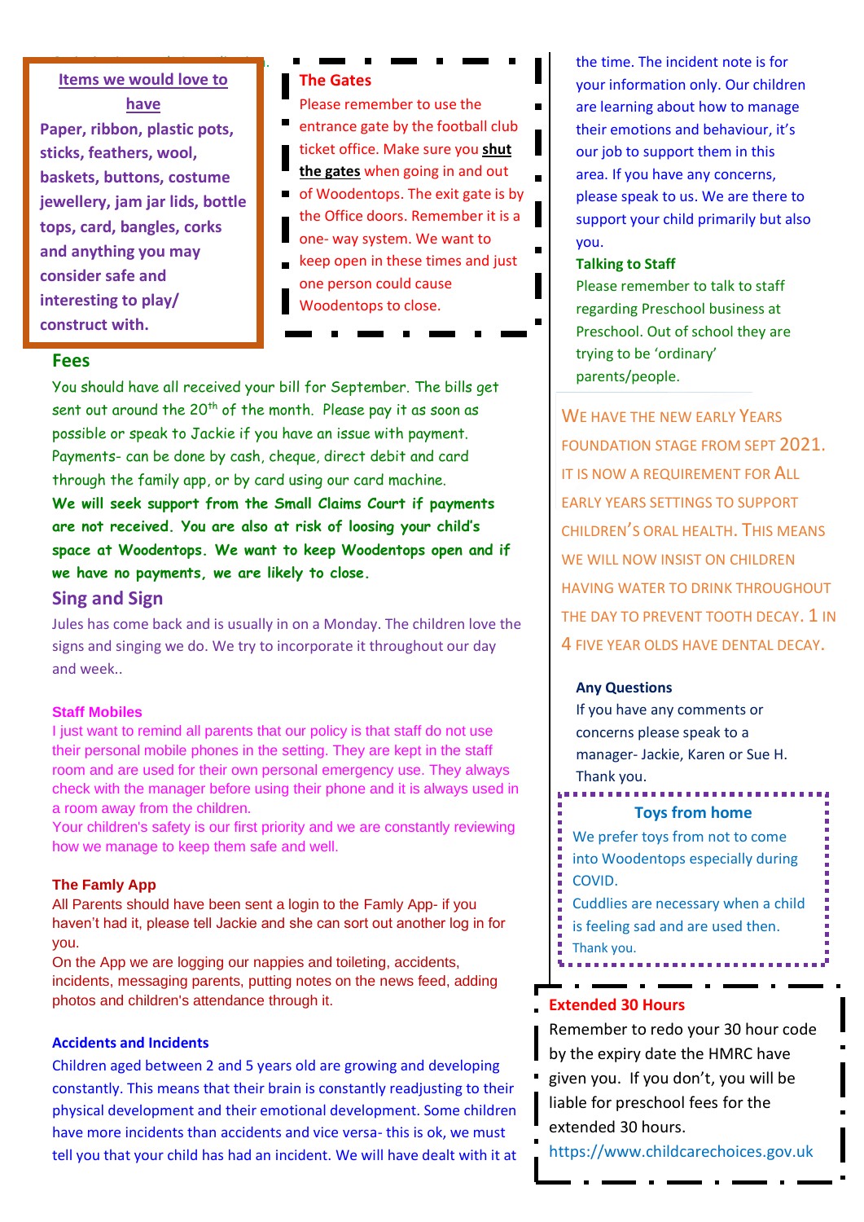## Items we would love to have

**Paper, ribbon, plastic pots, sticks, feathers, wool, baskets, buttons, costume jewellery, jam jar lids, bottle tops, card, bangles, corks and anything you may consider safe and interesting to play/ construct with.**

## The Gates

Please remember to use the entrance gate by the football club ticket office. Make sure you **shut the gates** when going in and out of Woodentops. The exit gate is by the Office doors. Remember it is a one- way system. We want to keep open in these times and just one person could cause Woodentops to close.

## Fees

You should have all received your bill for September. The bills get sent out around the 20th of the month. Please pay it as soon as possible or speak to Jackie if you have an issue with payment. Payments- can be done by cash, cheque, direct debit and card through the family app, or by card using our card machine.

**We will seek support from the Small Claims Court if payments are not received. You are also at risk of loosing your child's space at Woodentops. We want to keep Woodentops open and if we have no payments, we are likely to close.**

## Sing and Sign

Jules has come back and is usually in on a Monday. The children love the signs and singing we do. We try to incorporate it throughout our day and week..

### Staff Mobiles

I just want to remind all parents that our policy is that staff do not use their personal mobile phones in the setting. They are kept in the staff room and are used for their own personal emergency use. They always check with the manager before using their phone and it is always used in a room away from the children.

Your children's safety is our first priority and we are constantly reviewing how we manage to keep them safe and well.

### The Famly App

All Parents should have been sent a login to the Famly App- if you haven't had it, please tell Jackie and she can sort out another log in for you.

On the App we are logging our nappies and toileting, accidents, incidents, messaging parents, putting notes on the news feed, adding photos and children's attendance through it.

### Accidents and Incidents

Children aged between 2 and 5 years old are growing and developing constantly. This means that their brain is constantly readjusting to their physical development and their emotional development. Some children have more incidents than accidents and vice versa- this is ok, we must tell you that your child has had an incident. We will have dealt with it at the time. The incident note is for your information only. Our children are learning about how to manage their emotions and behaviour, it's our job to support them in this area. If you have any concerns, please speak to us. We are there to support your child primarily but also you.

### Talking to Staff

Please remember to talk to staff regarding Preschool business at Preschool. Out of school they are trying to be 'ordinary' parents/people.

WE HAVE THE NEW EARLY YEARS FOUNDATION STAGE FROM SEPT 2021. IT IS NOW A REQUIREMENT FOR ALL EARLY YEARS SETTINGS TO SUPPORT CHILDREN'S ORAL HEALTH. THIS MEANS WE WILL NOW INSIST ON CHILDREN HAVING WATER TO DRINK THROUGHOUT THE DAY TO PREVENT TOOTH DECAY. 1 IN 4 FIVE YEAR OLDS HAVE DENTAL DECAY.

### Any Questions

If you have any comments or concerns please speak to a manager- Jackie, Karen or Sue H.

Thank you.

### Toys from home

We prefer toys from not to come into Woodentops especially during COVID.

Cuddlies are necessary when a child is feeling sad and are used then.

Thank you.

### Extended 30 Hours

Remember to redo your 30 hour code by the expiry date the HMRC have given you. If you don't, you will be liable for preschool fees for the extended 30 hours.

https://www.childcarechoices.gov.uk